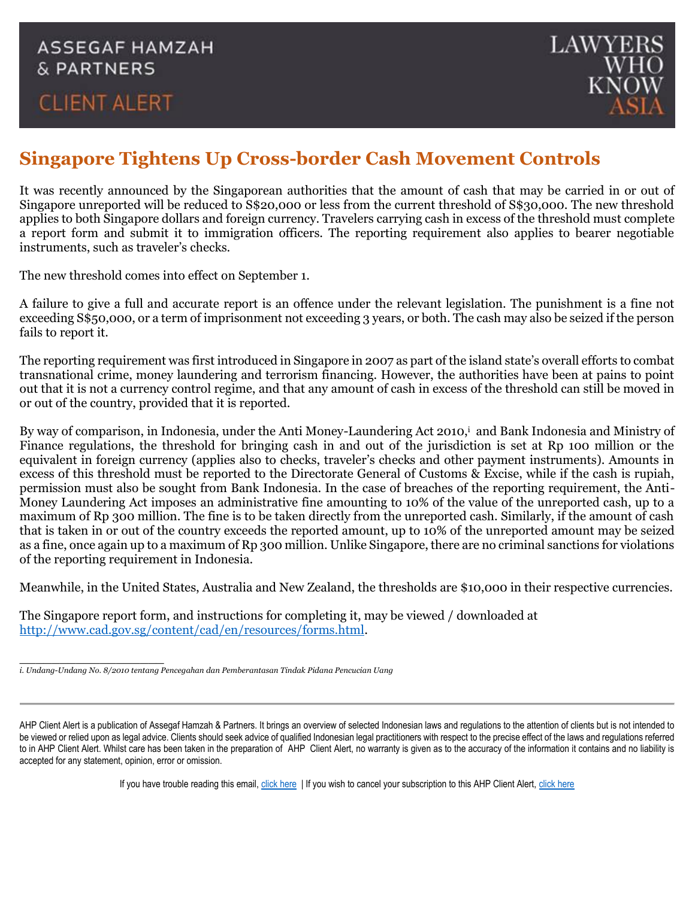ASSEGAF HAMZAH & PARTNERS

CLIENT ALERT

LAWYERS WHO KNOW ASIA

# Singapore Tightens Up Cross-border Cash Movement Controls

It was recently announced by the Singaporean authorities that the amount of cash that may be carried in or out of Singapore unreported will be reduced to S$20,000 or less from the current threshold of S$30,000. The new threshold applies to both Singapore dollars and foreign currency. Travelers carrying cash in excess of the threshold must complete a report form and submit it to immigration officers. The reporting requirement also applies to bearer negotiable instruments, such as traveler's checks.

The new threshold comes into effect on September 1.

A failure to give a full and accurate report is an offence under the relevant legislation. The punishment is a fine not exceeding S$50,000, or a term of imprisonment not exceeding 3 years, or both. The cash may also be seized if the person fails to report it.

The reporting requirement was first introduced in Singapore in 2007 as part of the island state's overall efforts to combat transnational crime, money laundering and terrorism financing. However, the authorities have been at pains to point out that it is not a currency control regime, and that any amount of cash in excess of the threshold can still be moved in or out of the country, provided that it is reported.

By way of comparison, in Indonesia, under the Anti Money-Laundering Act 2010,[i] and Bank Indonesia and Ministry of Finance regulations, the threshold for bringing cash in and out of the jurisdiction is set at Rp 100 million or the equivalent in foreign currency (applies also to checks, traveler's checks and other payment instruments). Amounts in excess of this threshold must be reported to the Directorate General of Customs & Excise, while if the cash is rupiah, permission must also be sought from Bank Indonesia. In the case of breaches of the reporting requirement, the Anti-Money Laundering Act imposes an administrative fine amounting to 10% of the value of the unreported cash, up to a maximum of Rp 300 million. The fine is to be taken directly from the unreported cash. Similarly, if the amount of cash that is taken in or out of the country exceeds the reported amount, up to 10% of the unreported amount may be seized as a fine, once again up to a maximum of Rp 300 million. Unlike Singapore, there are no criminal sanctions for violations of the reporting requirement in Indonesia.

Meanwhile, in the United States, Australia and New Zealand, the thresholds are $10,000 in their respective currencies.

The Singapore report form, and instructions for completing it, may be viewed / downloaded at [http://www.cad.gov.sg/content/cad/en/resources/forms.html](http://www.cad.gov.sg/content/cad/en/resources/forms.html).

---

*i. Undang-Undang No. 8/2010 tentang Pencegahan dan Pemberantasan Tindak Pidana Pencucian Uang*

---

AHP Client Alert is a publication of Assegaf Hamzah & Partners. It brings an overview of selected Indonesian laws and regulations to the attention of clients but is not intended to be viewed or relied upon as legal advice. Clients should seek advice of qualified Indonesian legal practitioners with respect to the precise effect of the laws and regulations referred to in AHP Client Alert. Whilst care has been taken in the preparation of AHP Client Alert, no warranty is given as to the accuracy of the information it contains and no liability is accepted for any statement, opinion, error or omission.

If you have trouble reading this email, click here | If you wish to cancel your subscription to this AHP Client Alert, click here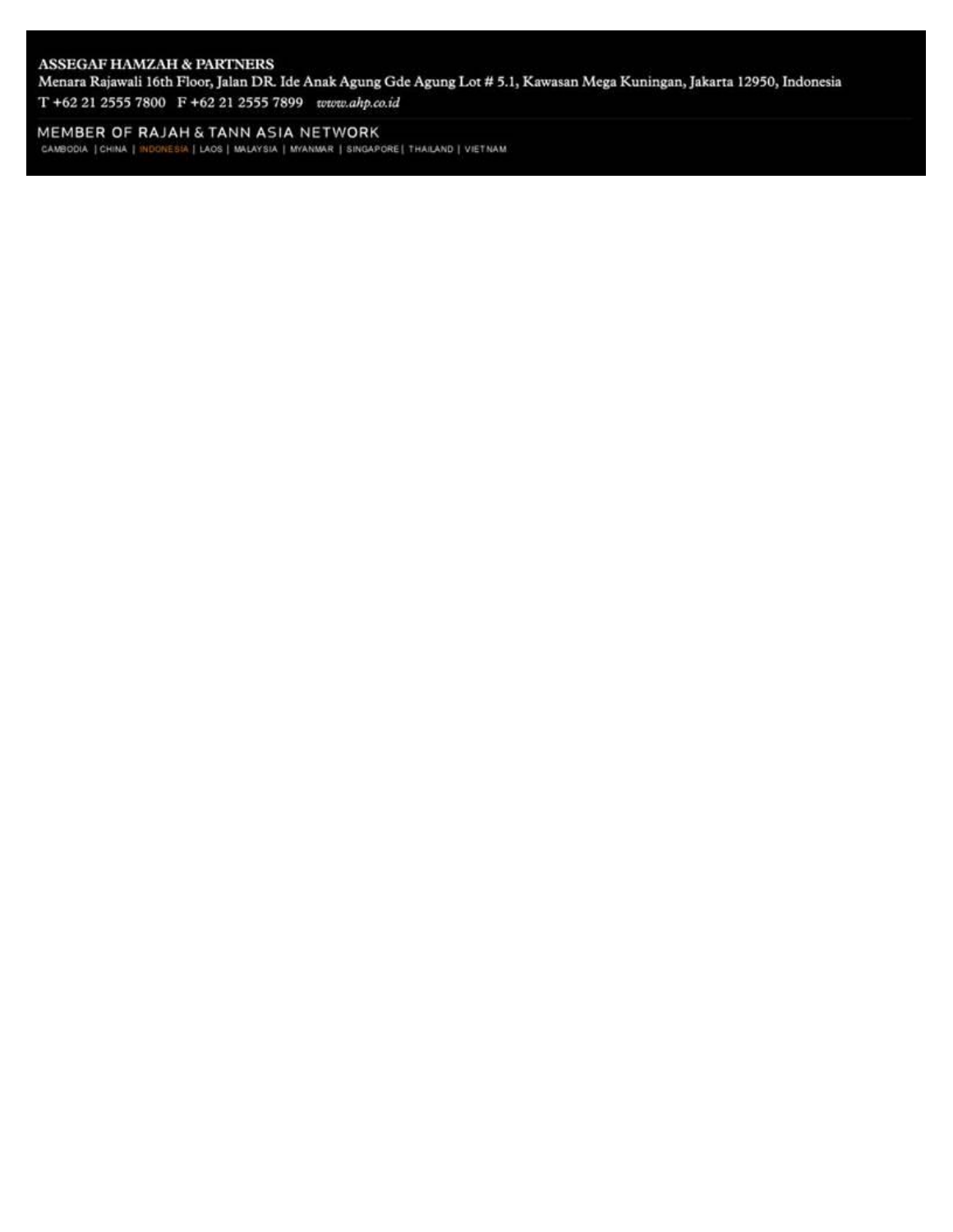**ASSEGAF HAMZAH & PARTNERS**
Menara Rajawali 16th Floor, Jalan DR. Ide Anak Agung Gde Agung Lot # 5.1, Kawasan Mega Kuningan, Jakarta 12950, Indonesia
T +62 21 2555 7800 F +62 21 2555 7899 *www.ahp.co.id*

MEMBER OF RAJAH & TANN ASIA NETWORK
CAMBODIA | CHINA | INDONESIA | LAOS | MALAYSIA | MYANMAR | SINGAPORE | THAILAND | VIETNAM